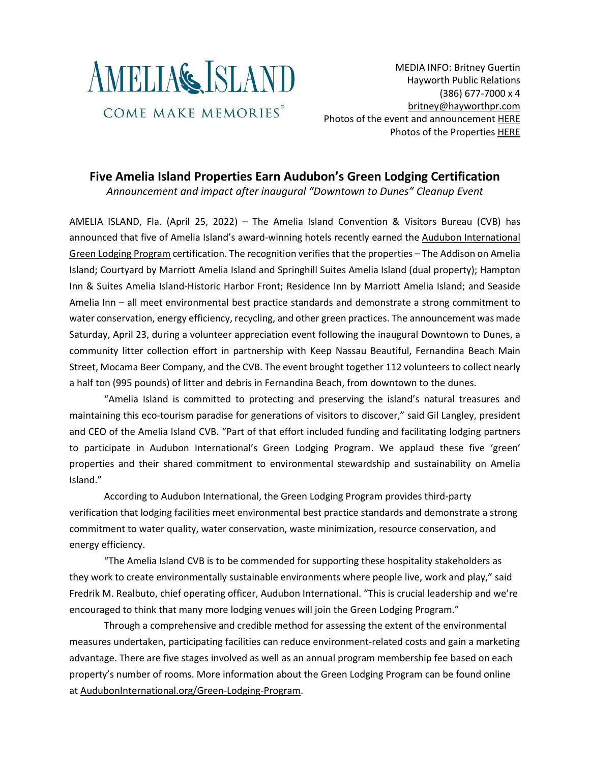AMELIA ISLAND

COME MAKE MEMORIES®

MEDIA INFO: Britney Guertin
Hayworth Public Relations
(386) 677-7000 x 4
britney@hayworthpr.com
Photos of the event and announcement HERE
Photos of the Properties HERE

# Five Amelia Island Properties Earn Audubon's Green Lodging Certification

*Announcement and impact after inaugural "Downtown to Dunes" Cleanup Event*

AMELIA ISLAND, Fla. (April 25, 2022) – The Amelia Island Convention & Visitors Bureau (CVB) has announced that five of Amelia Island's award-winning hotels recently earned the Audubon International Green Lodging Program certification. The recognition verifies that the properties – The Addison on Amelia Island; Courtyard by Marriott Amelia Island and Springhill Suites Amelia Island (dual property); Hampton Inn & Suites Amelia Island-Historic Harbor Front; Residence Inn by Marriott Amelia Island; and Seaside Amelia Inn – all meet environmental best practice standards and demonstrate a strong commitment to water conservation, energy efficiency, recycling, and other green practices. The announcement was made Saturday, April 23, during a volunteer appreciation event following the inaugural Downtown to Dunes, a community litter collection effort in partnership with Keep Nassau Beautiful, Fernandina Beach Main Street, Mocama Beer Company, and the CVB. The event brought together 112 volunteers to collect nearly a half ton (995 pounds) of litter and debris in Fernandina Beach, from downtown to the dunes.

"Amelia Island is committed to protecting and preserving the island's natural treasures and maintaining this eco-tourism paradise for generations of visitors to discover," said Gil Langley, president and CEO of the Amelia Island CVB. "Part of that effort included funding and facilitating lodging partners to participate in Audubon International's Green Lodging Program. We applaud these five 'green' properties and their shared commitment to environmental stewardship and sustainability on Amelia Island."

According to Audubon International, the Green Lodging Program provides third-party verification that lodging facilities meet environmental best practice standards and demonstrate a strong commitment to water quality, water conservation, waste minimization, resource conservation, and energy efficiency.

"The Amelia Island CVB is to be commended for supporting these hospitality stakeholders as they work to create environmentally sustainable environments where people live, work and play," said Fredrik M. Realbuto, chief operating officer, Audubon International. "This is crucial leadership and we're encouraged to think that many more lodging venues will join the Green Lodging Program."

Through a comprehensive and credible method for assessing the extent of the environmental measures undertaken, participating facilities can reduce environment-related costs and gain a marketing advantage. There are five stages involved as well as an annual program membership fee based on each property's number of rooms. More information about the Green Lodging Program can be found online at AudubonInternational.org/Green-Lodging-Program.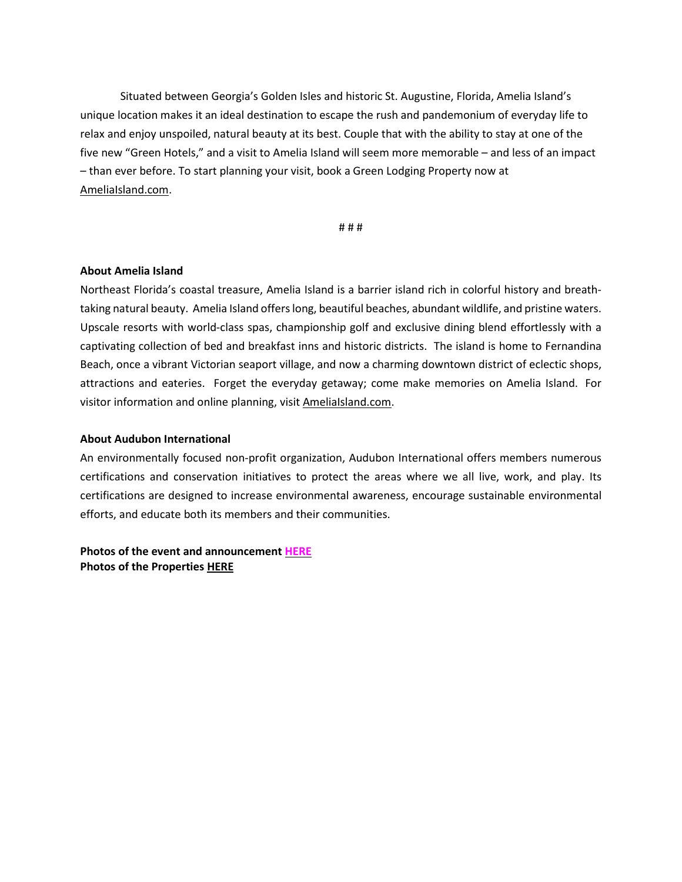Situated between Georgia's Golden Isles and historic St. Augustine, Florida, Amelia Island's unique location makes it an ideal destination to escape the rush and pandemonium of everyday life to relax and enjoy unspoiled, natural beauty at its best. Couple that with the ability to stay at one of the five new "Green Hotels," and a visit to Amelia Island will seem more memorable – and less of an impact – than ever before. To start planning your visit, book a Green Lodging Property now at AmeliaIsland.com.

# # #

**About Amelia Island**

Northeast Florida's coastal treasure, Amelia Island is a barrier island rich in colorful history and breath-taking natural beauty. Amelia Island offers long, beautiful beaches, abundant wildlife, and pristine waters. Upscale resorts with world-class spas, championship golf and exclusive dining blend effortlessly with a captivating collection of bed and breakfast inns and historic districts. The island is home to Fernandina Beach, once a vibrant Victorian seaport village, and now a charming downtown district of eclectic shops, attractions and eateries. Forget the everyday getaway; come make memories on Amelia Island. For visitor information and online planning, visit AmeliaIsland.com.

**About Audubon International**

An environmentally focused non-profit organization, Audubon International offers members numerous certifications and conservation initiatives to protect the areas where we all live, work, and play. Its certifications are designed to increase environmental awareness, encourage sustainable environmental efforts, and educate both its members and their communities.

**Photos of the event and announcement HERE**
**Photos of the Properties HERE**